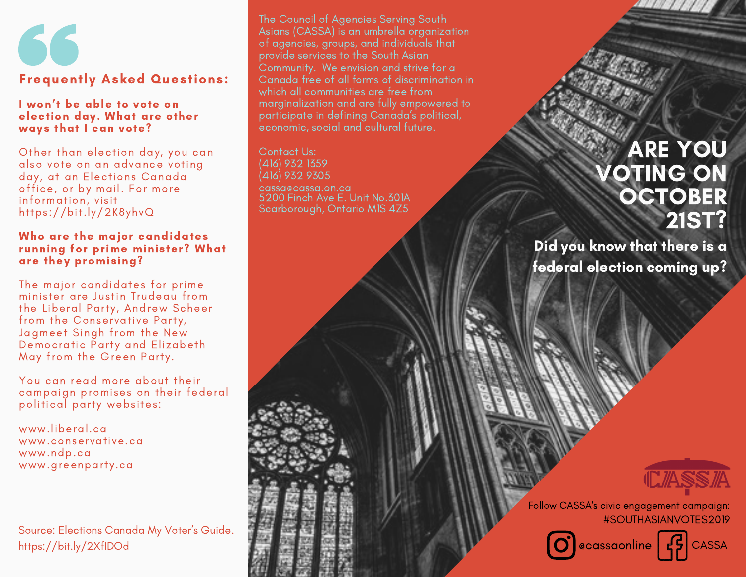## Frequently Asked Questions:

**I won't be able to vote on election day. What are other ways that I can vote?**

Other than election day, you can also vote on an advance voting day, at an Elections Canada office, or by mail. For more information, visit https://bit.ly/2K8yhvQ

**Who are the major candidates running for prime minister? What are they promising?**

The major candidates for prime minister are Justin Trudeau from the Liberal Party, Andrew Scheer from the Conservative Party, Jagmeet Singh from the New Democratic Party and Elizabeth May from the Green Party.

You can read more about their campaign promises on their federal political party websites:

www.liberal.ca
www.conservative.ca
www.ndp.ca
www.greenparty.ca

Source: Elections Canada My Voter's Guide. https://bit.ly/2XfIDOd

The Council of Agencies Serving South Asians (CASSA) is an umbrella organization of agencies, groups, and individuals that provide services to the South Asian Community. We envision and strive for a Canada free of all forms of discrimination in which all communities are free from marginalization and are fully empowered to participate in defining Canada's political, economic, social and cultural future.

Contact Us:
(416) 932 1359
(416) 932 9305
cassa@cassa.on.ca
5200 Finch Ave E. Unit No.301A
Scarborough, Ontario M1S 4Z5

# ARE YOU VOTING ON OCTOBER 21ST?

**Did you know that there is a federal election coming up?**

CASSA

Follow CASSA's civic engagement campaign: #SOUTHASIANVOTES2019

@cassaonline CASSA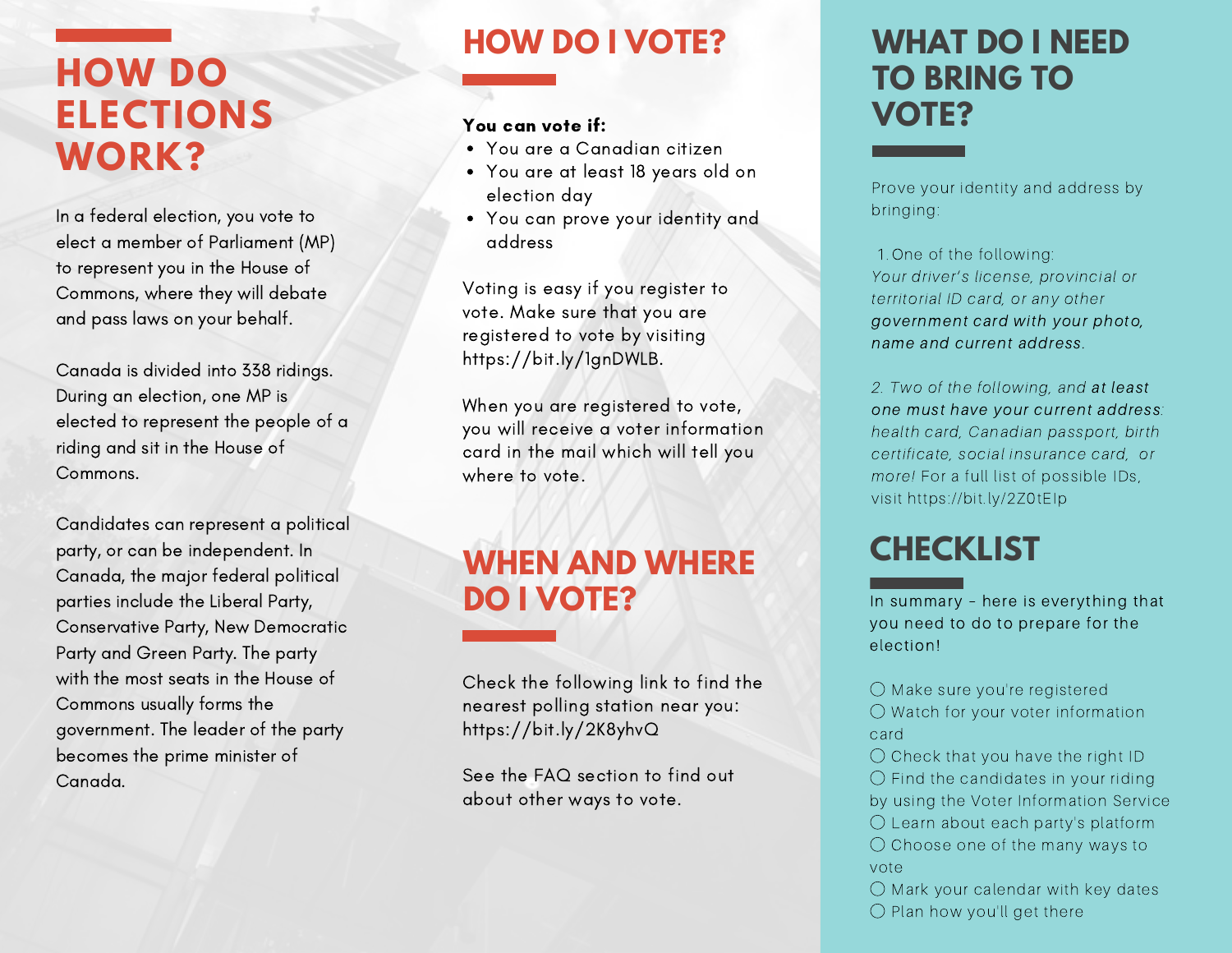# HOW DO ELECTIONS WORK?

In a federal election, you vote to elect a member of Parliament (MP) to represent you in the House of Commons, where they will debate and pass laws on your behalf.

Canada is divided into 338 ridings. During an election, one MP is elected to represent the people of a riding and sit in the House of Commons.

Candidates can represent a political party, or can be independent. In Canada, the major federal political parties include the Liberal Party, Conservative Party, New Democratic Party and Green Party. The party with the most seats in the House of Commons usually forms the government. The leader of the party becomes the prime minister of Canada.

# HOW DO I VOTE?

**You can vote if:**

- You are a Canadian citizen
- You are at least 18 years old on election day
- You can prove your identity and address

Voting is easy if you register to vote. Make sure that you are registered to vote by visiting https://bit.ly/1gnDWLB.

When you are registered to vote, you will receive a voter information card in the mail which will tell you where to vote.

# WHEN AND WHERE DO I VOTE?

Check the following link to find the nearest polling station near you: https://bit.ly/2K8yhvQ

See the FAQ section to find out about other ways to vote.

# WHAT DO I NEED TO BRING TO VOTE?

Prove your identity and address by bringing:

1. One of the following:
*Your driver's license, provincial or territorial ID card, or any other **government card with your photo, name and current address**.*

*2. Two of the following, **and at least one must have your current address**: health card, Canadian passport, birth certificate, social insurance card, or more!* For a full list of possible IDs, visit https://bit.ly/2Z0tElp

# CHECKLIST

In summary - here is everything that you need to do to prepare for the election!

- ◯ Make sure you're registered
- ◯ Watch for your voter information card
- ◯ Check that you have the right ID
- ◯ Find the candidates in your riding by using the Voter Information Service
- ◯ Learn about each party's platform
- ◯ Choose one of the many ways to vote
- ◯ Mark your calendar with key dates
- ◯ Plan how you'll get there